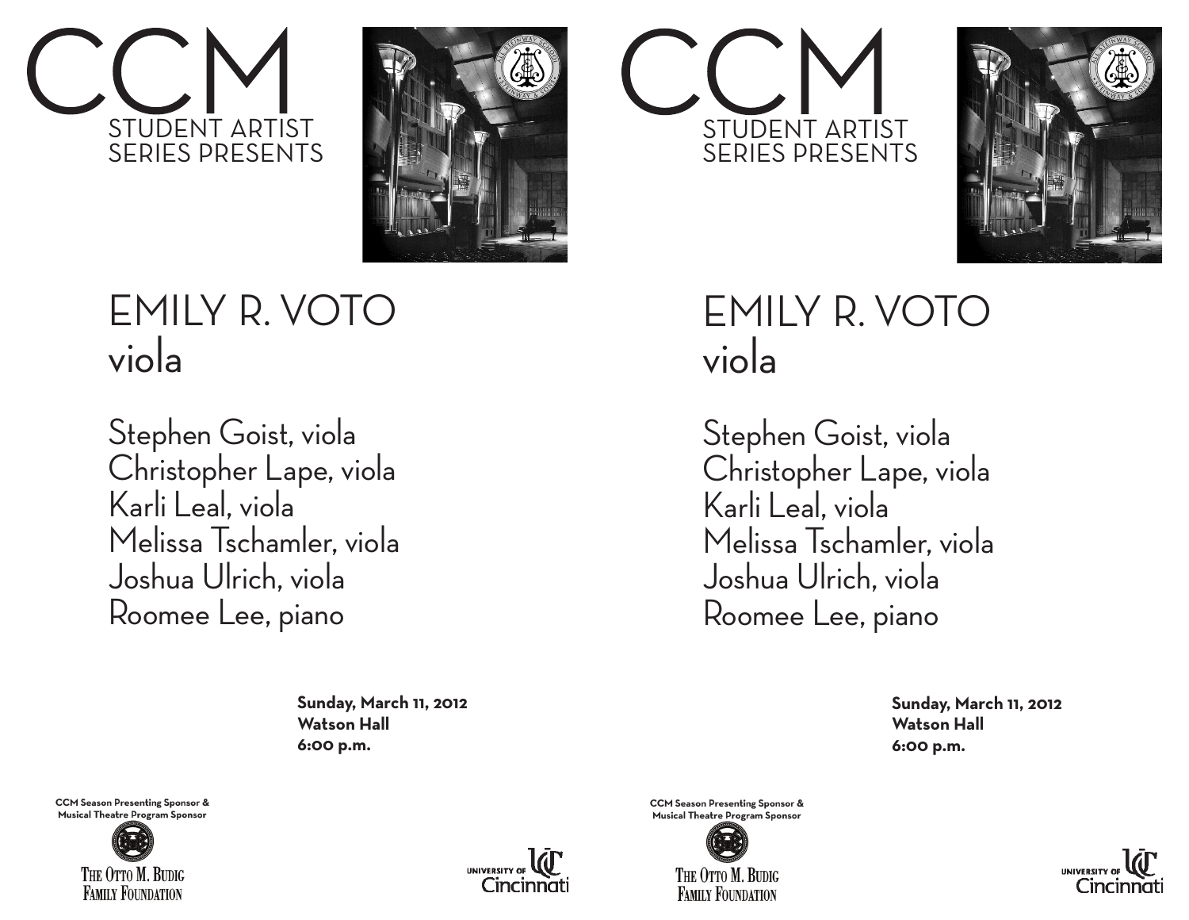# CCM

STUDENT ARTIST SERIES PRESENTS

# EMILY R. VOTO
## viola

Stephen Goist, viola
Christopher Lape, viola
Karli Leal, viola
Melissa Tschamler, viola
Joshua Ulrich, viola
Roomee Lee, piano

**Sunday, March 11, 2012**
**Watson Hall**
**6:00 p.m.**

**CCM Season Presenting Sponsor & Musical Theatre Program Sponsor**

The Otto M. Budig Family Foundation

University of Cincinnati

# CCM

STUDENT ARTIST SERIES PRESENTS

# EMILY R. VOTO
## viola

Stephen Goist, viola
Christopher Lape, viola
Karli Leal, viola
Melissa Tschamler, viola
Joshua Ulrich, viola
Roomee Lee, piano

**Sunday, March 11, 2012**
**Watson Hall**
**6:00 p.m.**

**CCM Season Presenting Sponsor & Musical Theatre Program Sponsor**

The Otto M. Budig Family Foundation

University of Cincinnati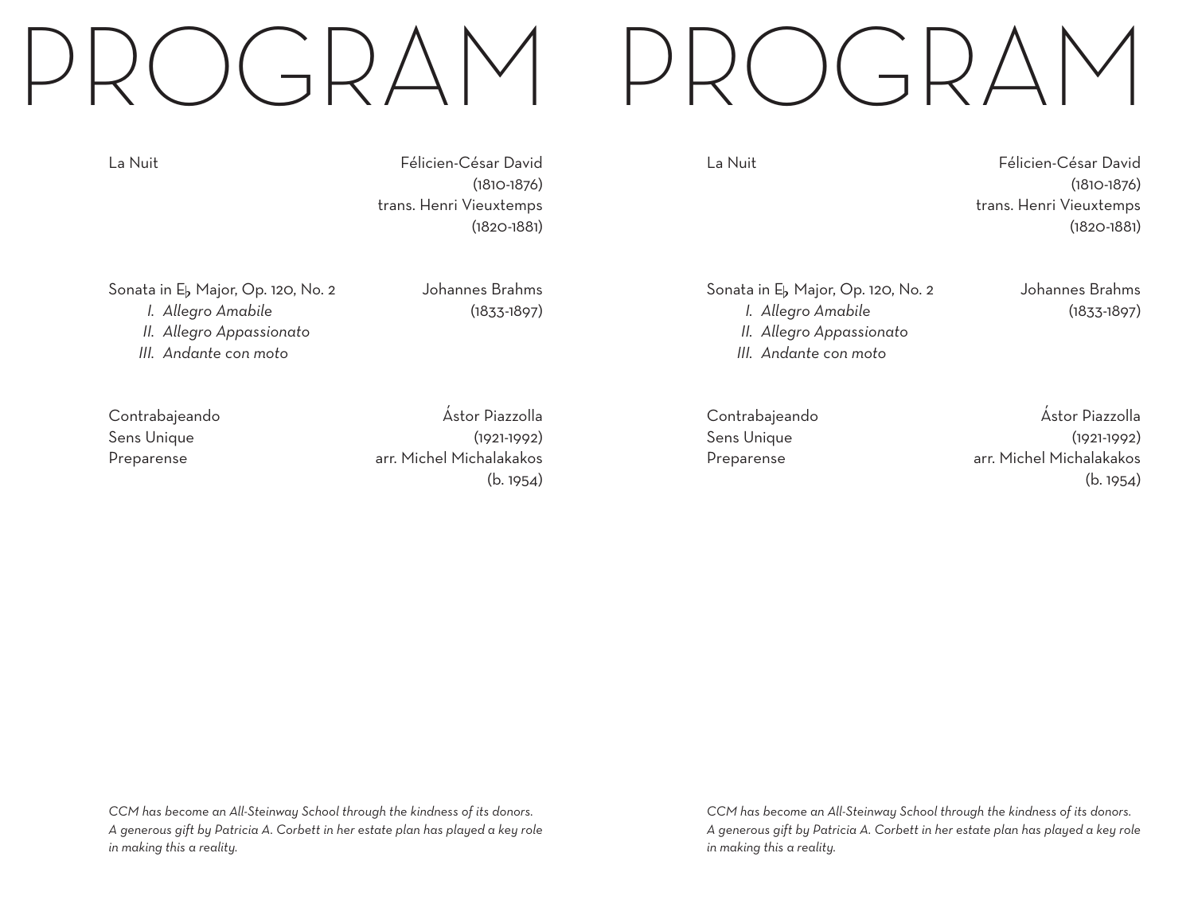# PROGRAM

La Nuit — Félicien-César David (1810-1876), trans. Henri Vieuxtemps (1820-1881)

Sonata in E♭ Major, Op. 120, No. 2 — Johannes Brahms (1833-1897)

I. *Allegro Amabile*
II. *Allegro Appassionato*
III. *Andante con moto*

Contrabajeando
Sens Unique
Preparense — Ástor Piazzolla (1921-1992), arr. Michel Michalakakos (b. 1954)

*CCM has become an All-Steinway School through the kindness of its donors. A generous gift by Patricia A. Corbett in her estate plan has played a key role in making this a reality.*

# PROGRAM

La Nuit — Félicien-César David (1810-1876), trans. Henri Vieuxtemps (1820-1881)

Sonata in E♭ Major, Op. 120, No. 2 — Johannes Brahms (1833-1897)

I. *Allegro Amabile*
II. *Allegro Appassionato*
III. *Andante con moto*

Contrabajeando
Sens Unique
Preparense — Ástor Piazzolla (1921-1992), arr. Michel Michalakakos (b. 1954)

*CCM has become an All-Steinway School through the kindness of its donors. A generous gift by Patricia A. Corbett in her estate plan has played a key role in making this a reality.*